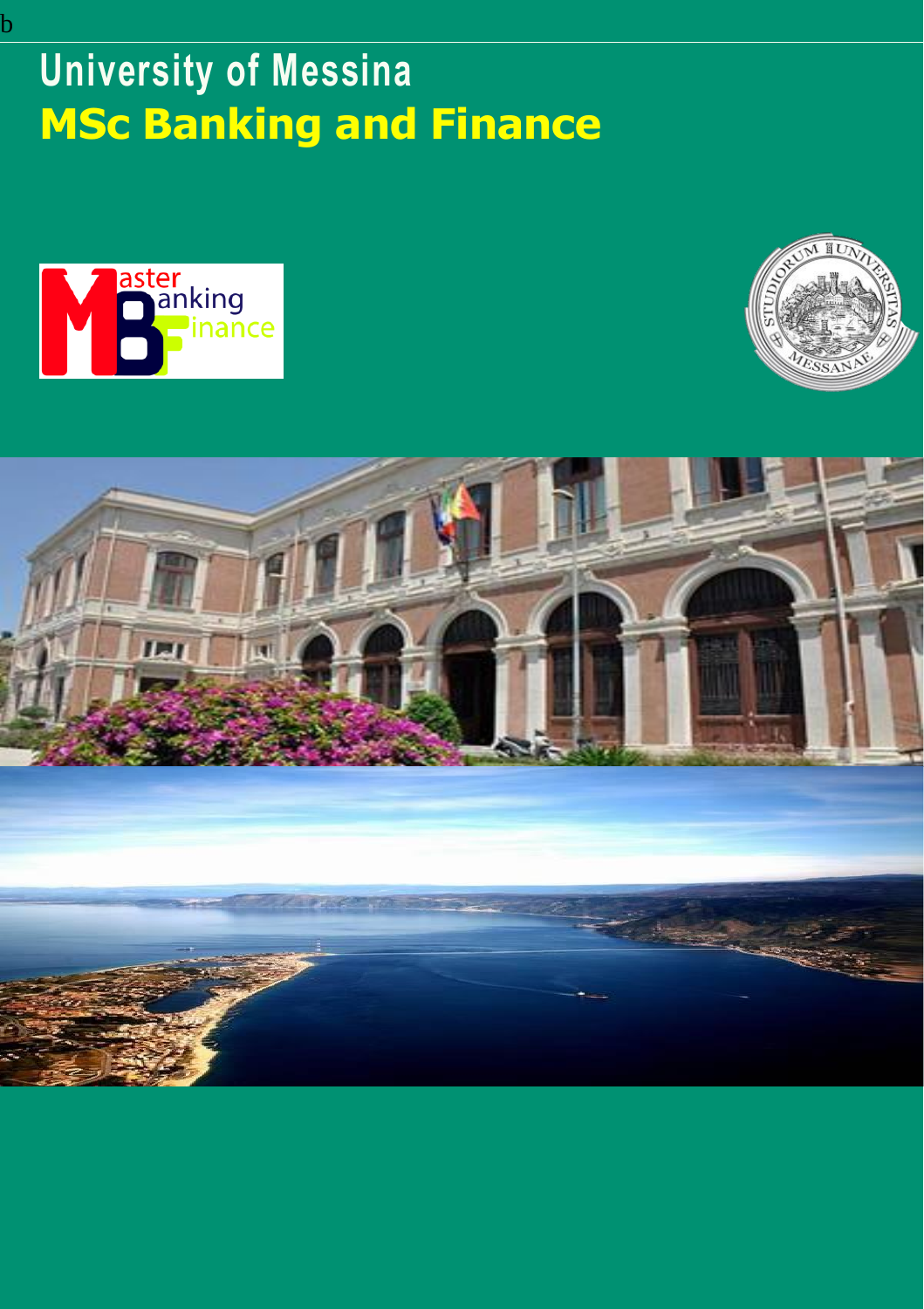b

# University of Messina

# MSc Banking and Finance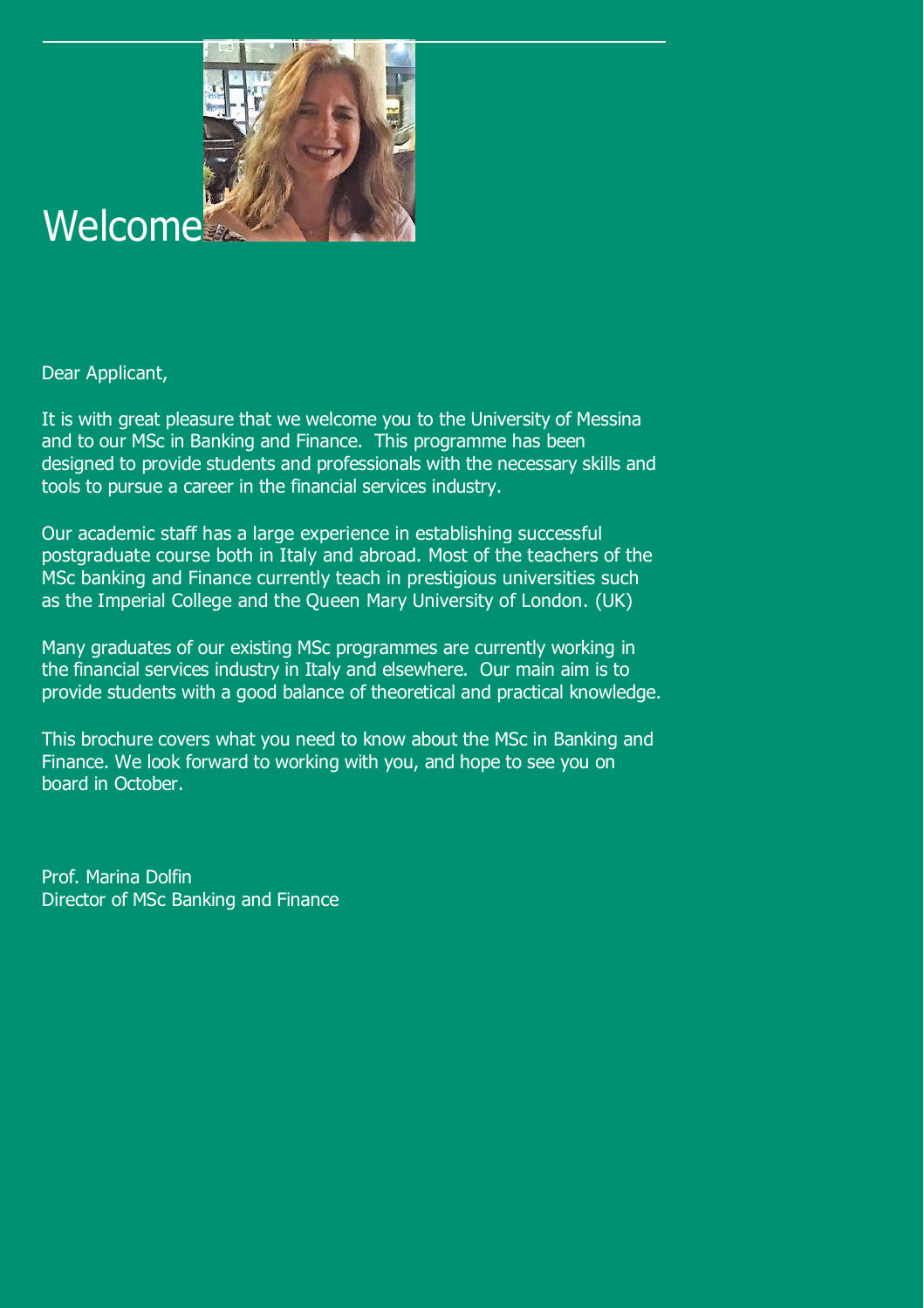# Welcome

Dear Applicant,

It is with great pleasure that we welcome you to the University of Messina and to our MSc in Banking and Finance. This programme has been designed to provide students and professionals with the necessary skills and tools to pursue a career in the financial services industry.

Our academic staff has a large experience in establishing successful postgraduate course both in Italy and abroad. Most of the teachers of the MSc banking and Finance currently teach in prestigious universities such as the Imperial College and the Queen Mary University of London. (UK)

Many graduates of our existing MSc programmes are currently working in the financial services industry in Italy and elsewhere. Our main aim is to provide students with a good balance of theoretical and practical knowledge.

This brochure covers what you need to know about the MSc in Banking and Finance. We look forward to working with you, and hope to see you on board in October.

Prof. Marina Dolfin
Director of MSc Banking and Finance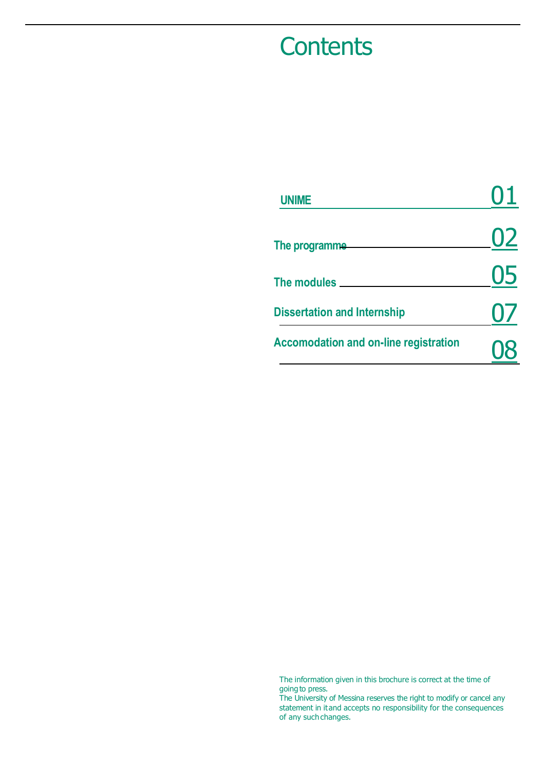# Contents

| | |
|---|---|
| UNIME | 01 |
| The programme | 02 |
| The modules | 05 |
| Dissertation and Internship | 07 |
| Accomodation and on-line registration | 08 |

The information given in this brochure is correct at the time of going to press.
The University of Messina reserves the right to modify or cancel any statement in it and accepts no responsibility for the consequences of any such changes.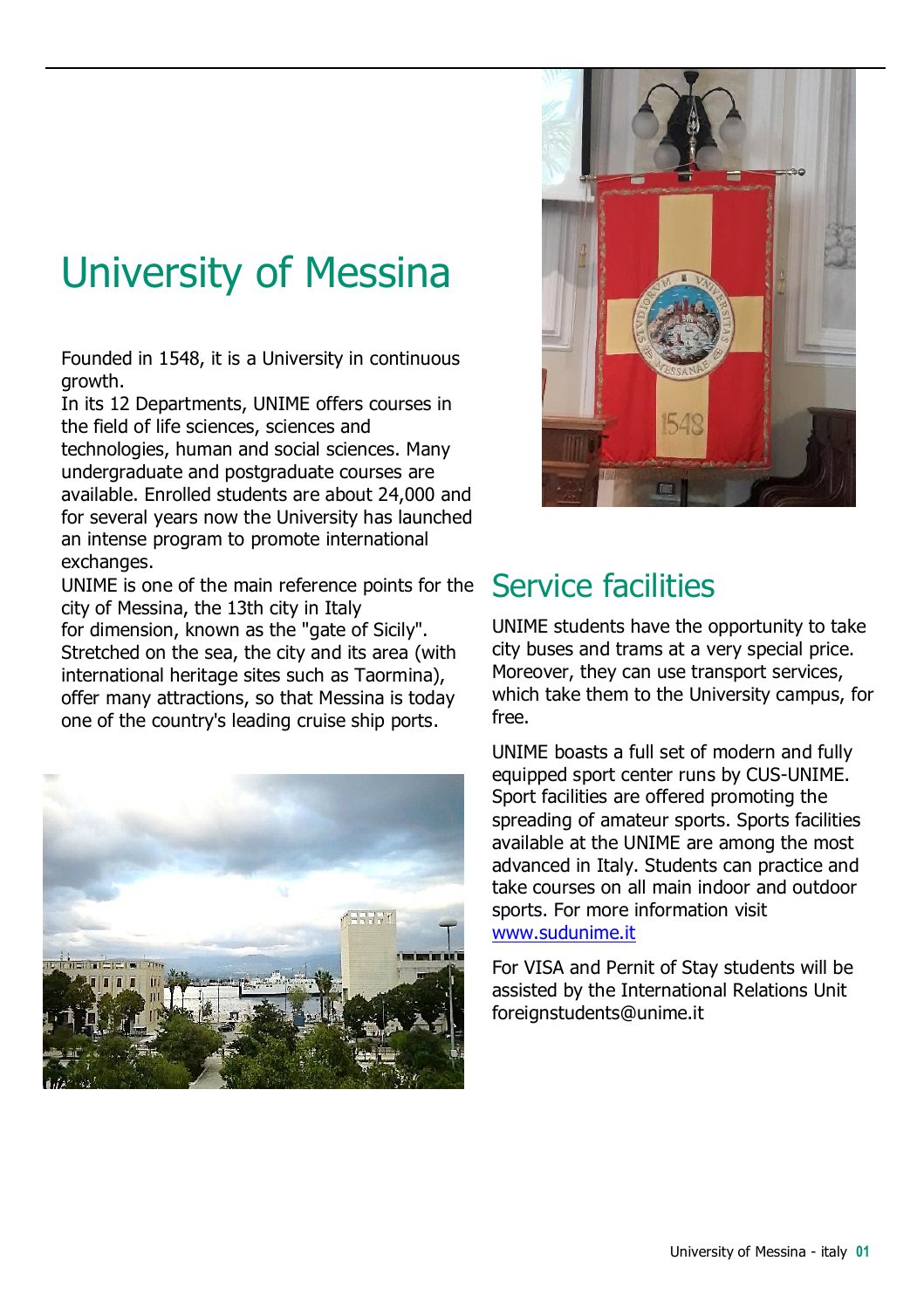# University of Messina

Founded in 1548, it is a University in continuous growth.
In its 12 Departments, UNIME offers courses in the field of life sciences, sciences and technologies, human and social sciences. Many undergraduate and postgraduate courses are available. Enrolled students are about 24,000 and for several years now the University has launched an intense program to promote international exchanges.
UNIME is one of the main reference points for the city of Messina, the 13th city in Italy for dimension, known as the "gate of Sicily". Stretched on the sea, the city and its area (with international heritage sites such as Taormina), offer many attractions, so that Messina is today one of the country's leading cruise ship ports.

## Service facilities

UNIME students have the opportunity to take city buses and trams at a very special price. Moreover, they can use transport services, which take them to the University campus, for free.

UNIME boasts a full set of modern and fully equipped sport center runs by CUS-UNIME. Sport facilities are offered promoting the spreading of amateur sports. Sports facilities available at the UNIME are among the most advanced in Italy. Students can practice and take courses on all main indoor and outdoor sports. For more information visit [www.sudunime.it](www.sudunime.it)

For VISA and Pernit of Stay students will be assisted by the International Relations Unit foreignstudents@unime.it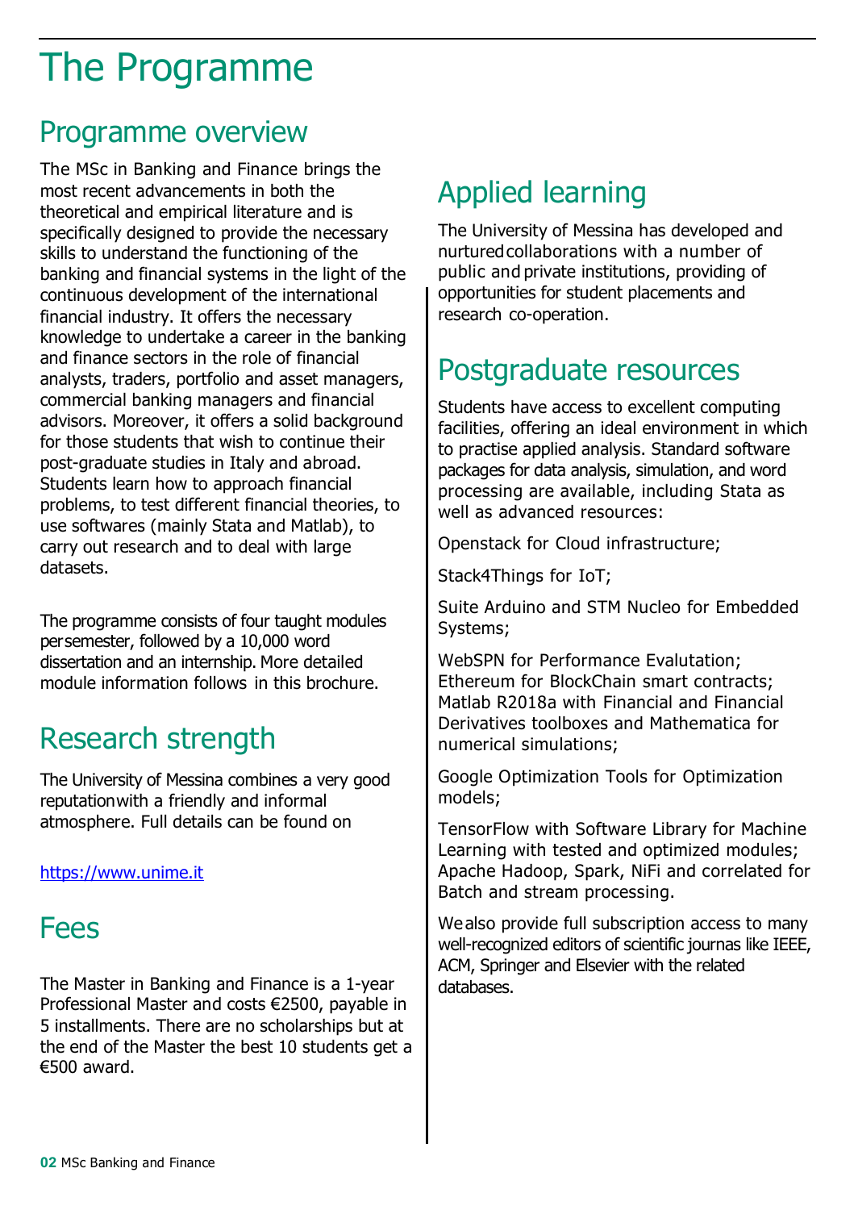# The Programme

## Programme overview

The MSc in Banking and Finance brings the most recent advancements in both the theoretical and empirical literature and is specifically designed to provide the necessary skills to understand the functioning of the banking and financial systems in the light of the continuous development of the international financial industry. It offers the necessary knowledge to undertake a career in the banking and finance sectors in the role of financial analysts, traders, portfolio and asset managers, commercial banking managers and financial advisors. Moreover, it offers a solid background for those students that wish to continue their post-graduate studies in Italy and abroad. Students learn how to approach financial problems, to test different financial theories, to use softwares (mainly Stata and Matlab), to carry out research and to deal with large datasets.

The programme consists of four taught modules per semester, followed by a 10,000 word dissertation and an internship. More detailed module information follows in this brochure.

## Research strength

The University of Messina combines a very good reputation with a friendly and informal atmosphere. Full details can be found on

https://www.unime.it

## Fees

The Master in Banking and Finance is a 1-year Professional Master and costs €2500, payable in 5 installments. There are no scholarships but at the end of the Master the best 10 students get a €500 award.

## Applied learning

The University of Messina has developed and nurtured collaborations with a number of public and private institutions, providing of opportunities for student placements and research co-operation.

## Postgraduate resources

Students have access to excellent computing facilities, offering an ideal environment in which to practise applied analysis. Standard software packages for data analysis, simulation, and word processing are available, including Stata as well as advanced resources:

Openstack for Cloud infrastructure;

Stack4Things for IoT;

Suite Arduino and STM Nucleo for Embedded Systems;

WebSPN for Performance Evalutation;
Ethereum for BlockChain smart contracts;
Matlab R2018a with Financial and Financial Derivatives toolboxes and Mathematica for numerical simulations;

Google Optimization Tools for Optimization models;

TensorFlow with Software Library for Machine Learning with tested and optimized modules;
Apache Hadoop, Spark, NiFi and correlated for Batch and stream processing.

We also provide full subscription access to many well-recognized editors of scientific journas like IEEE, ACM, Springer and Elsevier with the related databases.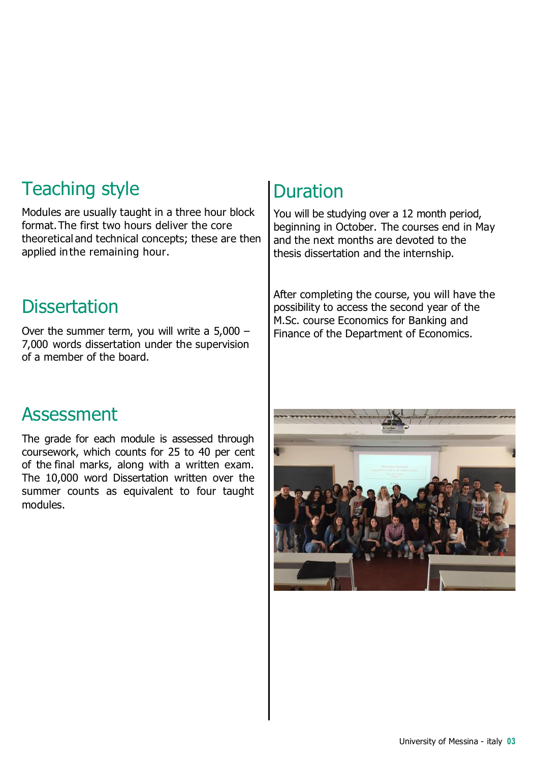## Teaching style

Modules are usually taught in a three hour block format. The first two hours deliver the core theoretical and technical concepts; these are then applied in the remaining hour.

## Dissertation

Over the summer term, you will write a 5,000 – 7,000 words dissertation under the supervision of a member of the board.

## Assessment

The grade for each module is assessed through coursework, which counts for 25 to 40 per cent of the final marks, along with a written exam. The 10,000 word Dissertation written over the summer counts as equivalent to four taught modules.

## Duration

You will be studying over a 12 month period, beginning in October. The courses end in May and the next months are devoted to the thesis dissertation and the internship.

After completing the course, you will have the possibility to access the second year of the M.Sc. course Economics for Banking and Finance of the Department of Economics.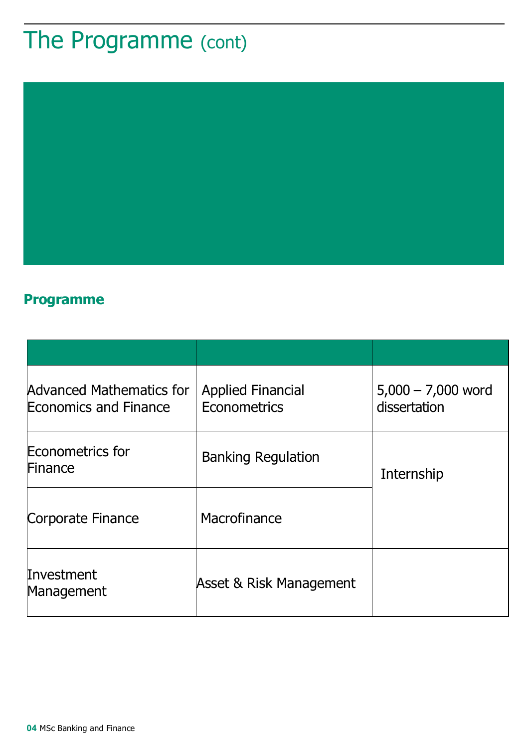# The Programme (cont)

## Programme

| | | |
|---|---|---|
| Advanced Mathematics for Economics and Finance | Applied Financial Econometrics | 5,000 – 7,000 word dissertation |
| Econometrics for Finance | Banking Regulation | Internship |
| Corporate Finance | Macrofinance | |
| Investment Management | Asset & Risk Management | |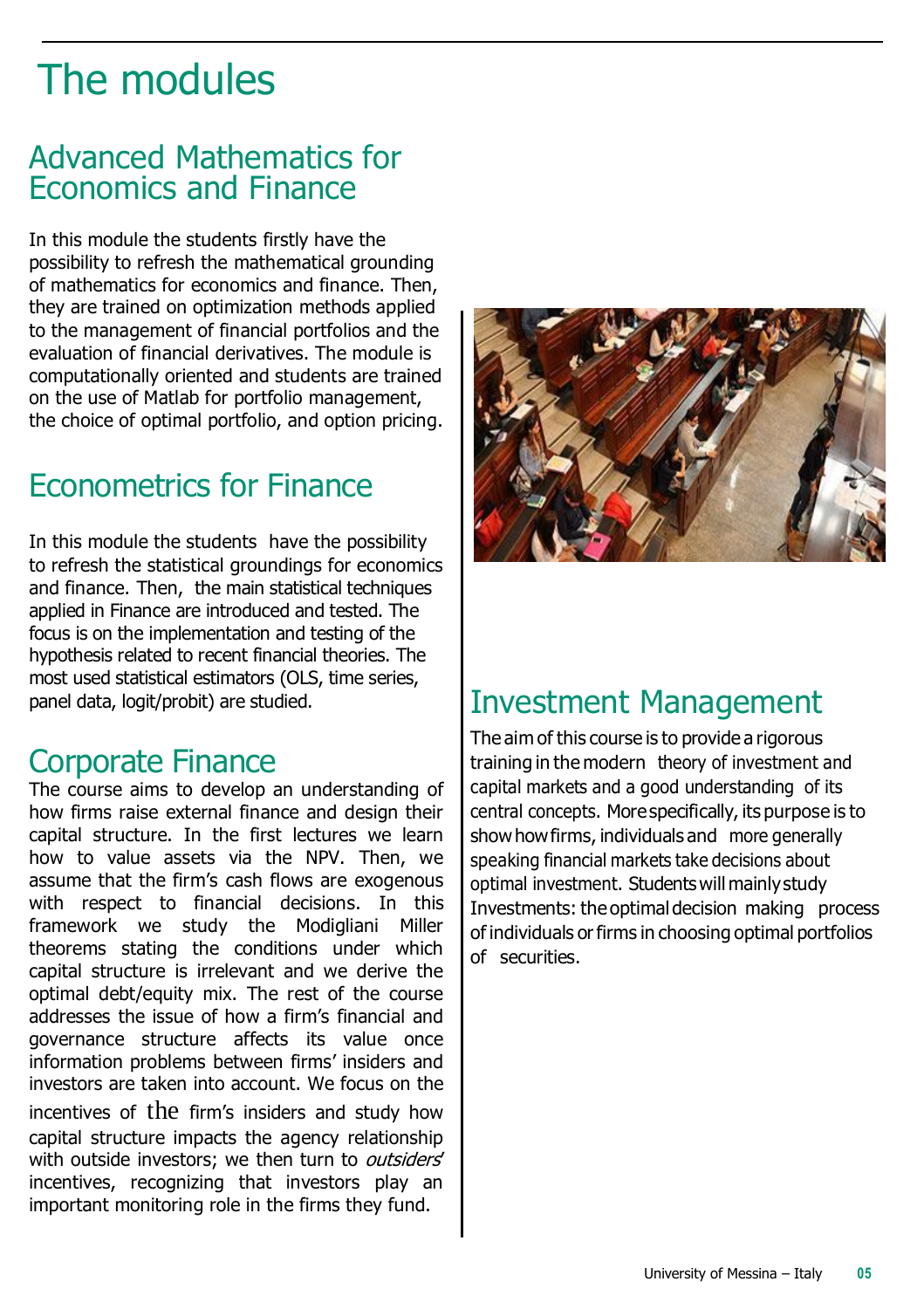# The modules

## Advanced Mathematics for Economics and Finance

In this module the students firstly have the possibility to refresh the mathematical grounding of mathematics for economics and finance. Then, they are trained on optimization methods applied to the management of financial portfolios and the evaluation of financial derivatives. The module is computationally oriented and students are trained on the use of Matlab for portfolio management, the choice of optimal portfolio, and option pricing.

## Econometrics for Finance

In this module the students have the possibility to refresh the statistical groundings for economics and finance. Then, the main statistical techniques applied in Finance are introduced and tested. The focus is on the implementation and testing of the hypothesis related to recent financial theories. The most used statistical estimators (OLS, time series, panel data, logit/probit) are studied.

## Corporate Finance

The course aims to develop an understanding of how firms raise external finance and design their capital structure. In the first lectures we learn how to value assets via the NPV. Then, we assume that the firm's cash flows are exogenous with respect to financial decisions. In this framework we study the Modigliani Miller theorems stating the conditions under which capital structure is irrelevant and we derive the optimal debt/equity mix. The rest of the course addresses the issue of how a firm's financial and governance structure affects its value once information problems between firms' insiders and investors are taken into account. We focus on the incentives of the firm's insiders and study how capital structure impacts the agency relationship with outside investors; we then turn to *outsiders*' incentives, recognizing that investors play an important monitoring role in the firms they fund.

## Investment Management

The aim of this course is to provide a rigorous training in the modern theory of investment and capital markets and a good understanding of its central concepts. More specifically, its purpose is to show how firms, individuals and more generally speaking financial markets take decisions about optimal investment. Students will mainly study Investments: the optimal decision making process of individuals or firms in choosing optimal portfolios of securities.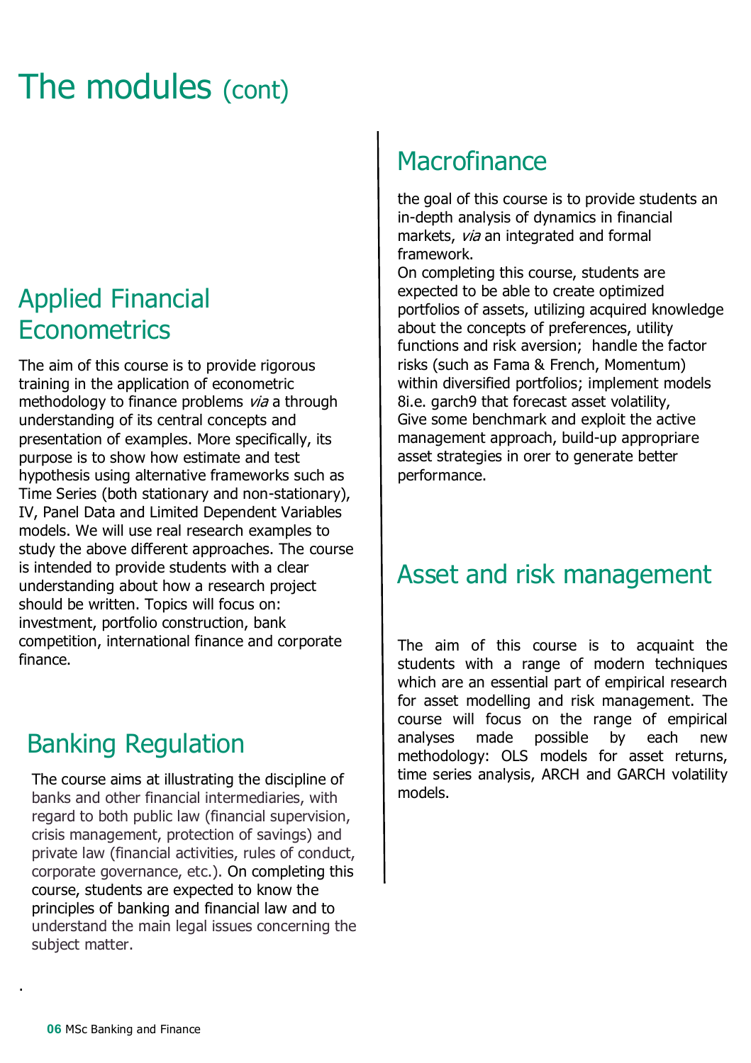# The modules (cont)

## Applied Financial Econometrics

The aim of this course is to provide rigorous training in the application of econometric methodology to finance problems *via* a through understanding of its central concepts and presentation of examples. More specifically, its purpose is to show how estimate and test hypothesis using alternative frameworks such as Time Series (both stationary and non-stationary), IV, Panel Data and Limited Dependent Variables models. We will use real research examples to study the above different approaches. The course is intended to provide students with a clear understanding about how a research project should be written. Topics will focus on: investment, portfolio construction, bank competition, international finance and corporate finance.

## Banking Regulation

The course aims at illustrating the discipline of banks and other financial intermediaries, with regard to both public law (financial supervision, crisis management, protection of savings) and private law (financial activities, rules of conduct, corporate governance, etc.). On completing this course, students are expected to know the principles of banking and financial law and to understand the main legal issues concerning the subject matter.

.

## Macrofinance

the goal of this course is to provide students an in-depth analysis of dynamics in financial markets, *via* an integrated and formal framework.
On completing this course, students are expected to be able to create optimized portfolios of assets, utilizing acquired knowledge about the concepts of preferences, utility functions and risk aversion; handle the factor risks (such as Fama & French, Momentum) within diversified portfolios; implement models 8i.e. garch9 that forecast asset volatility, Give some benchmark and exploit the active management approach, build-up appropriare asset strategies in orer to generate better performance.

## Asset and risk management

The aim of this course is to acquaint the students with a range of modern techniques which are an essential part of empirical research for asset modelling and risk management. The course will focus on the range of empirical analyses made possible by each new methodology: OLS models for asset returns, time series analysis, ARCH and GARCH volatility models.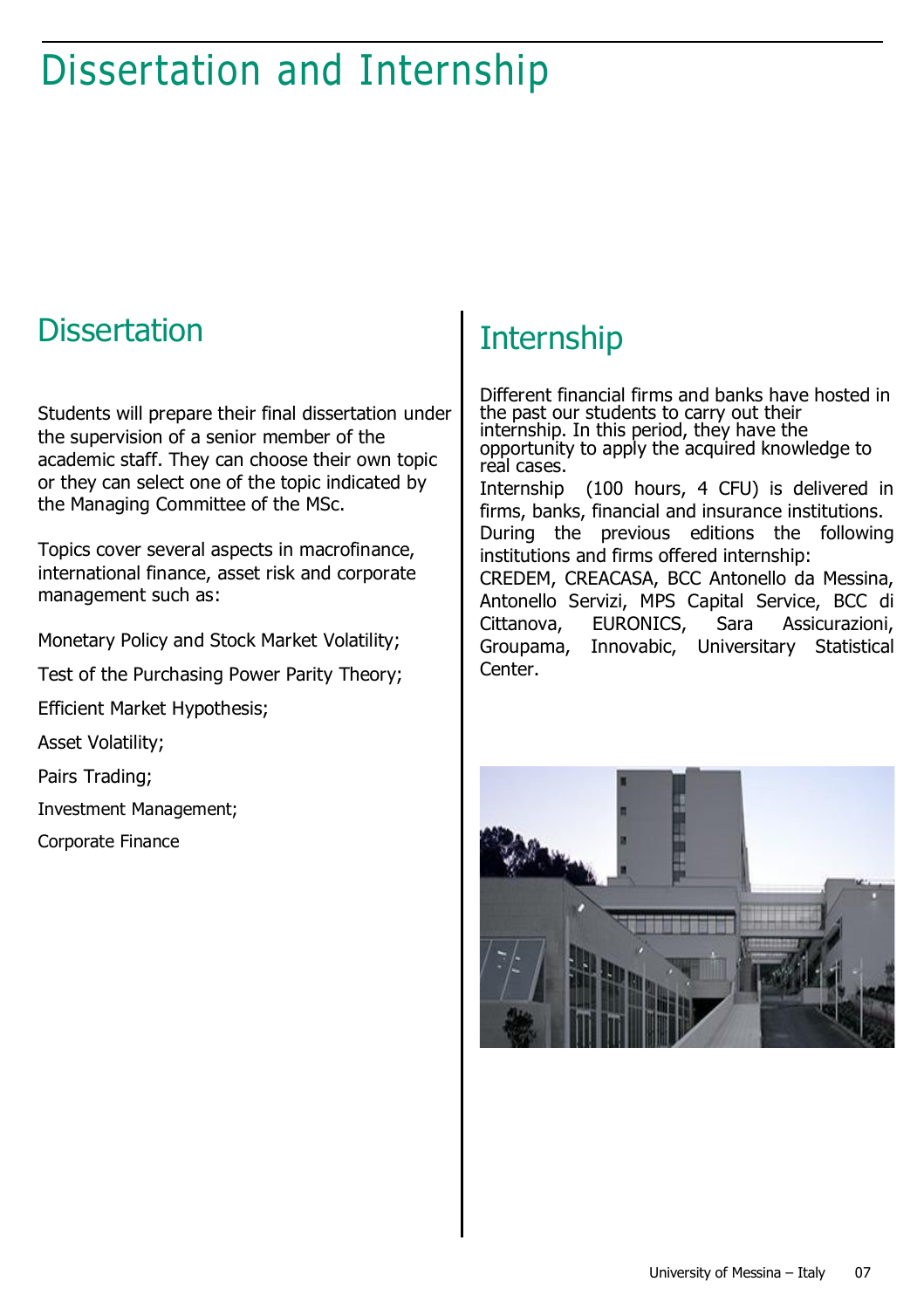# Dissertation and Internship

## Dissertation

Students will prepare their final dissertation under the supervision of a senior member of the academic staff. They can choose their own topic or they can select one of the topic indicated by the Managing Committee of the MSc.

Topics cover several aspects in macrofinance, international finance, asset risk and corporate management such as:

Monetary Policy and Stock Market Volatility;

Test of the Purchasing Power Parity Theory;

Efficient Market Hypothesis;

Asset Volatility;

Pairs Trading;

Investment Management;

Corporate Finance

## Internship

Different financial firms and banks have hosted in the past our students to carry out their internship. In this period, they have the opportunity to apply the acquired knowledge to real cases.

Internship (100 hours, 4 CFU) is delivered in firms, banks, financial and insurance institutions. During the previous editions the following institutions and firms offered internship:

CREDEM, CREACASA, BCC Antonello da Messina, Antonello Servizi, MPS Capital Service, BCC di Cittanova, EURONICS, Sara Assicurazioni, Groupama, Innovabic, Universitary Statistical Center.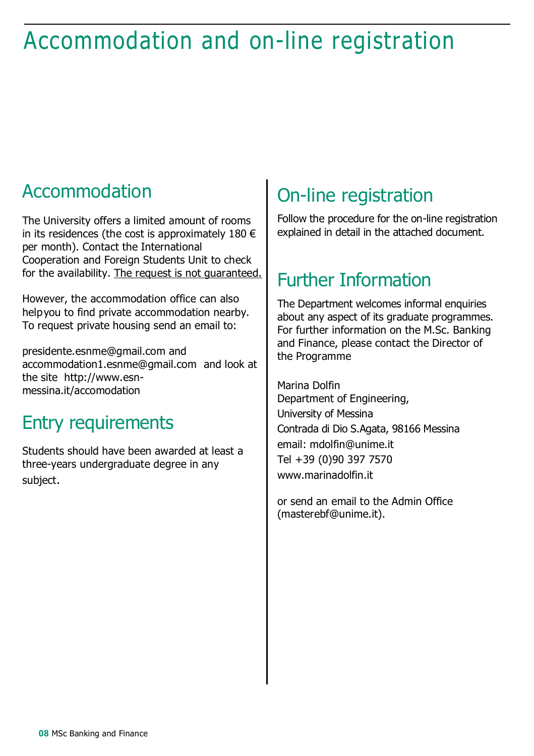# Accommodation and on-line registration

## Accommodation

The University offers a limited amount of rooms in its residences (the cost is approximately 180 € per month). Contact the International Cooperation and Foreign Students Unit to check for the availability. The request is not guaranteed.

However, the accommodation office can also helpyou to find private accommodation nearby. To request private housing send an email to:

presidente.esnme@gmail.com and accommodation1.esnme@gmail.com and look at the site http://www.esn-messina.it/accomodation

## Entry requirements

Students should have been awarded at least a three-years undergraduate degree in any subject.

## On-line registration

Follow the procedure for the on-line registration explained in detail in the attached document.

## Further Information

The Department welcomes informal enquiries about any aspect of its graduate programmes. For further information on the M.Sc. Banking and Finance, please contact the Director of the Programme

Marina Dolfin  
Department of Engineering,  
University of Messina  
Contrada di Dio S.Agata, 98166 Messina  
email: mdolfin@unime.it  
Tel +39 (0)90 397 7570  
www.marinadolfin.it

or send an email to the Admin Office (masterebf@unime.it).